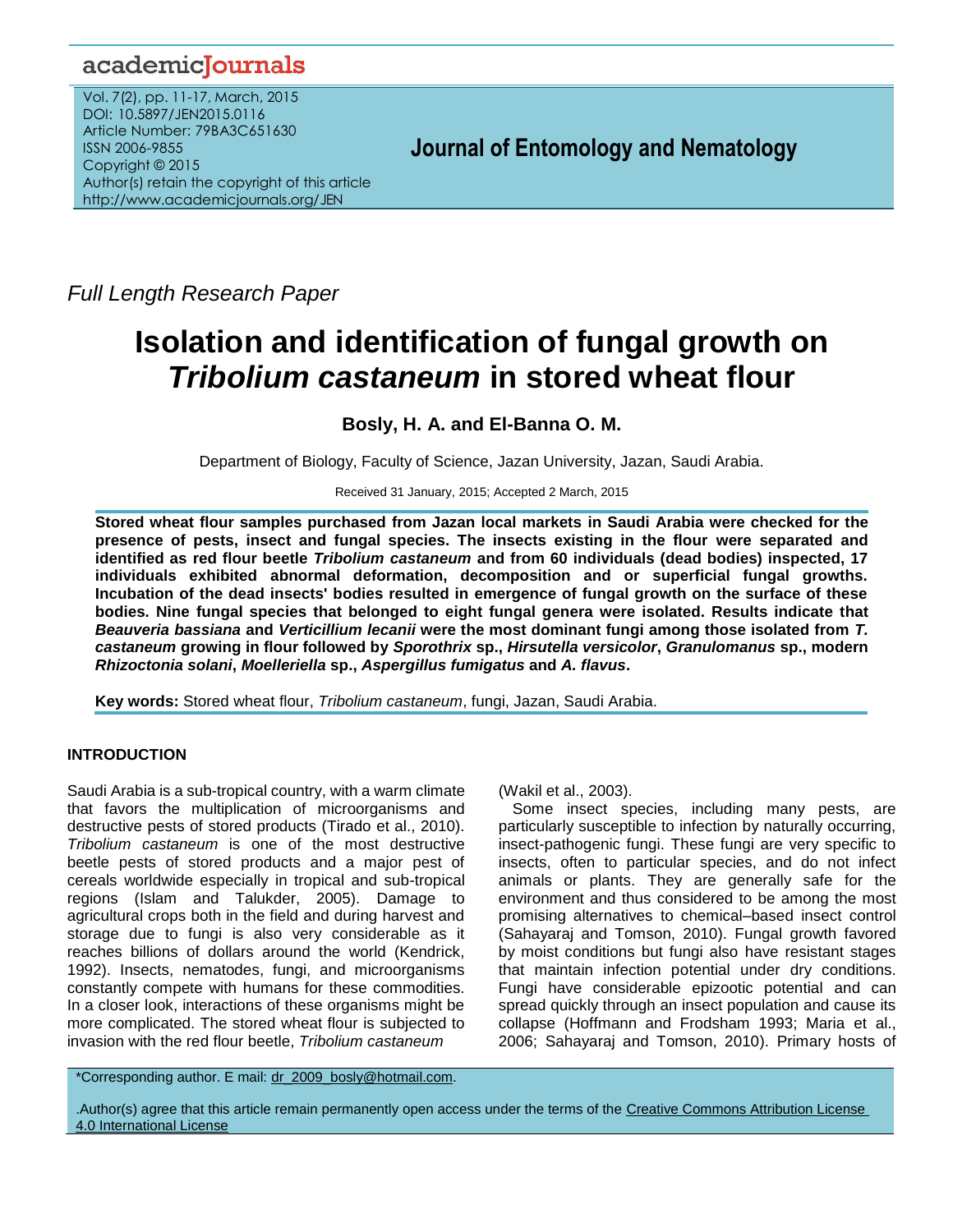academicJournals

Vol. 7(2), pp. 11-17, March, 2015
DOI: 10.5897/JEN2015.0116
Article Number: 79BA3C651630
ISSN 2006-9855
Copyright © 2015
Author(s) retain the copyright of this article
http://www.academicjournals.org/JEN

**Journal of Entomology and Nematology**

*Full Length Research Paper*

# Isolation and identification of fungal growth on *Tribolium castaneum* in stored wheat flour

**Bosly, H. A. and El-Banna O. M.**

Department of Biology, Faculty of Science, Jazan University, Jazan, Saudi Arabia.

Received 31 January, 2015; Accepted 2 March, 2015

**Stored wheat flour samples purchased from Jazan local markets in Saudi Arabia were checked for the presence of pests, insect and fungal species. The insects existing in the flour were separated and identified as red flour beetle *Tribolium castaneum* and from 60 individuals (dead bodies) inspected, 17 individuals exhibited abnormal deformation, decomposition and or superficial fungal growths. Incubation of the dead insects' bodies resulted in emergence of fungal growth on the surface of these bodies. Nine fungal species that belonged to eight fungal genera were isolated. Results indicate that *Beauveria bassiana* and *Verticillium lecanii* were the most dominant fungi among those isolated from *T. castaneum* growing in flour followed by *Sporothrix* sp., *Hirsutella versicolor*, *Granulomanus* sp., modern *Rhizoctonia solani*, *Moelleriella* sp., *Aspergillus fumigatus* and *A. flavus*.**

**Key words:** Stored wheat flour, *Tribolium castaneum*, fungi, Jazan, Saudi Arabia.

## INTRODUCTION

Saudi Arabia is a sub-tropical country, with a warm climate that favors the multiplication of microorganisms and destructive pests of stored products (Tirado et al., 2010). *Tribolium castaneum* is one of the most destructive beetle pests of stored products and a major pest of cereals worldwide especially in tropical and sub-tropical regions (Islam and Talukder, 2005). Damage to agricultural crops both in the field and during harvest and storage due to fungi is also very considerable as it reaches billions of dollars around the world (Kendrick, 1992). Insects, nematodes, fungi, and microorganisms constantly compete with humans for these commodities. In a closer look, interactions of these organisms might be more complicated. The stored wheat flour is subjected to invasion with the red flour beetle, *Tribolium castaneum* (Wakil et al., 2003).

Some insect species, including many pests, are particularly susceptible to infection by naturally occurring, insect-pathogenic fungi. These fungi are very specific to insects, often to particular species, and do not infect animals or plants. They are generally safe for the environment and thus considered to be among the most promising alternatives to chemical–based insect control (Sahayaraj and Tomson, 2010). Fungal growth favored by moist conditions but fungi also have resistant stages that maintain infection potential under dry conditions. Fungi have considerable epizootic potential and can spread quickly through an insect population and cause its collapse (Hoffmann and Frodsham 1993; Maria et al., 2006; Sahayaraj and Tomson, 2010). Primary hosts of

*Corresponding author. E mail: dr_2009_bosly@hotmail.com.

.Author(s) agree that this article remain permanently open access under the terms of the Creative Commons Attribution License 4.0 International License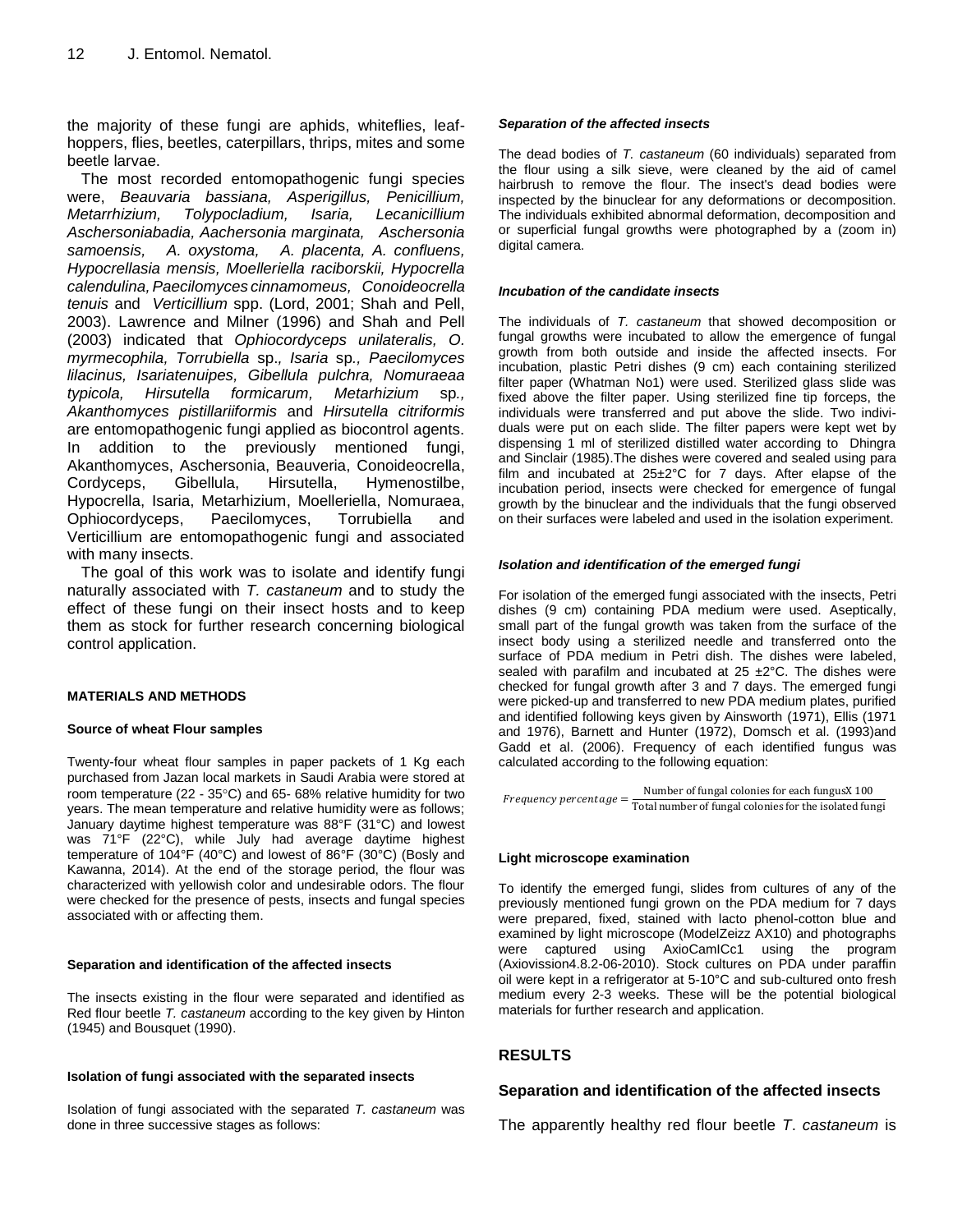the majority of these fungi are aphids, whiteflies, leaf-hoppers, flies, beetles, caterpillars, thrips, mites and some beetle larvae.

The most recorded entomopathogenic fungi species were, *Beauvaria bassiana, Asperigillus, Penicillium, Metarrhizium, Tolypocladium, Isaria, Lecanicillium Aschersoniabadia, Aachersonia marginata, Aschersonia samoensis, A. oxystoma, A. placenta, A. confluens, Hypocrellasia mensis, Moelleriella raciborskii, Hypocrella calendulina, Paecilomyces cinnamomeus, Conoideocrella tenuis* and *Verticillium* spp. (Lord, 2001; Shah and Pell, 2003). Lawrence and Milner (1996) and Shah and Pell (2003) indicated that *Ophiocordyceps unilateralis, O. myrmecophila, Torrubiella* sp*., Isaria* sp*., Paecilomyces lilacinus, Isariatenuipes, Gibellula pulchra, Nomuraeaa typicola, Hirsutella formicarum, Metarhizium* sp*., Akanthomyces pistillariiformis* and *Hirsutella citriformis* are entomopathogenic fungi applied as biocontrol agents. In addition to the previously mentioned fungi, Akanthomyces, Aschersonia, Beauveria, Conoideocrella, Cordyceps, Gibellula, Hirsutella, Hymenostilbe, Hypocrella, Isaria, Metarhizium, Moelleriella, Nomuraea, Ophiocordyceps, Paecilomyces, Torrubiella and Verticillium are entomopathogenic fungi and associated with many insects.

The goal of this work was to isolate and identify fungi naturally associated with *T. castaneum* and to study the effect of these fungi on their insect hosts and to keep them as stock for further research concerning biological control application.

## MATERIALS AND METHODS

### Source of wheat Flour samples

Twenty-four wheat flour samples in paper packets of 1 Kg each purchased from Jazan local markets in Saudi Arabia were stored at room temperature (22 - 35°C) and 65- 68% relative humidity for two years. The mean temperature and relative humidity were as follows; January daytime highest temperature was 88°F (31°C) and lowest was 71°F (22°C), while July had average daytime highest temperature of 104°F (40°C) and lowest of 86°F (30°C) (Bosly and Kawanna, 2014). At the end of the storage period, the flour was characterized with yellowish color and undesirable odors. The flour were checked for the presence of pests, insects and fungal species associated with or affecting them.

### Separation and identification of the affected insects

The insects existing in the flour were separated and identified as Red flour beetle *T. castaneum* according to the key given by Hinton (1945) and Bousquet (1990).

### Isolation of fungi associated with the separated insects

Isolation of fungi associated with the separated *T. castaneum* was done in three successive stages as follows:

#### *Separation of the affected insects*

The dead bodies of *T. castaneum* (60 individuals) separated from the flour using a silk sieve, were cleaned by the aid of camel hairbrush to remove the flour. The insect's dead bodies were inspected by the binuclear for any deformations or decomposition. The individuals exhibited abnormal deformation, decomposition and or superficial fungal growths were photographed by a (zoom in) digital camera.

#### *Incubation of the candidate insects*

The individuals of *T. castaneum* that showed decomposition or fungal growths were incubated to allow the emergence of fungal growth from both outside and inside the affected insects. For incubation, plastic Petri dishes (9 cm) each containing sterilized filter paper (Whatman No1) were used. Sterilized glass slide was fixed above the filter paper. Using sterilized fine tip forceps, the individuals were transferred and put above the slide. Two individuals were put on each slide. The filter papers were kept wet by dispensing 1 ml of sterilized distilled water according to Dhingra and Sinclair (1985).The dishes were covered and sealed using para film and incubated at 25±2°C for 7 days. After elapse of the incubation period, insects were checked for emergence of fungal growth by the binuclear and the individuals that the fungi observed on their surfaces were labeled and used in the isolation experiment.

#### *Isolation and identification of the emerged fungi*

For isolation of the emerged fungi associated with the insects, Petri dishes (9 cm) containing PDA medium were used. Aseptically, small part of the fungal growth was taken from the surface of the insect body using a sterilized needle and transferred onto the surface of PDA medium in Petri dish. The dishes were labeled, sealed with parafilm and incubated at 25 ±2°C. The dishes were checked for fungal growth after 3 and 7 days. The emerged fungi were picked-up and transferred to new PDA medium plates, purified and identified following keys given by Ainsworth (1971), Ellis (1971 and 1976), Barnett and Hunter (1972), Domsch et al. (1993)and Gadd et al. (2006). Frequency of each identified fungus was calculated according to the following equation:

$$Frequency\ percentage = \frac{\text{Number of fungal colonies for each fungusX 100}}{\text{Total number of fungal colonies for the isolated fungi}}$$

### Light microscope examination

To identify the emerged fungi, slides from cultures of any of the previously mentioned fungi grown on the PDA medium for 7 days were prepared, fixed, stained with lacto phenol-cotton blue and examined by light microscope (ModelZeizz AX10) and photographs were captured using AxioCamICc1 using the program (Axiovission4.8.2-06-2010). Stock cultures on PDA under paraffin oil were kept in a refrigerator at 5-10°C and sub-cultured onto fresh medium every 2-3 weeks. These will be the potential biological materials for further research and application.

## RESULTS

### Separation and identification of the affected insects

The apparently healthy red flour beetle *T*. *castaneum* is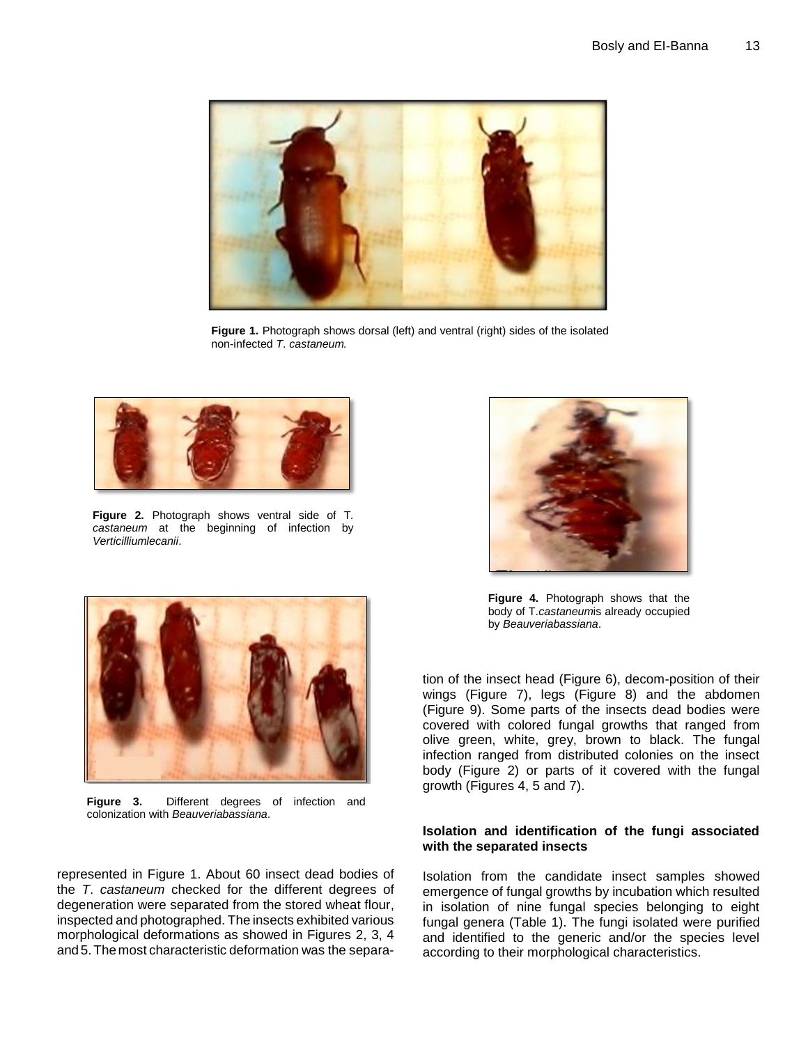**Figure 1.** Photograph shows dorsal (left) and ventral (right) sides of the isolated non-infected *T. castaneum.*

**Figure 2.** Photograph shows ventral side of T. *castaneum* at the beginning of infection by *Verticilliumlecanii*.

**Figure 4.** Photograph shows that the body of T.*castaneum*is already occupied by *Beauveriabassiana*.

**Figure 3.** Different degrees of infection and colonization with *Beauveriabassiana*.

represented in Figure 1. About 60 insect dead bodies of the *T. castaneum* checked for the different degrees of degeneration were separated from the stored wheat flour, inspected and photographed. The insects exhibited various morphological deformations as showed in Figures 2, 3, 4 and 5. The most characteristic deformation was the separation of the insect head (Figure 6), decom-position of their wings (Figure 7), legs (Figure 8) and the abdomen (Figure 9). Some parts of the insects dead bodies were covered with colored fungal growths that ranged from olive green, white, grey, brown to black. The fungal infection ranged from distributed colonies on the insect body (Figure 2) or parts of it covered with the fungal growth (Figures 4, 5 and 7).

**Isolation and identification of the fungi associated with the separated insects**

Isolation from the candidate insect samples showed emergence of fungal growths by incubation which resulted in isolation of nine fungal species belonging to eight fungal genera (Table 1). The fungi isolated were purified and identified to the generic and/or the species level according to their morphological characteristics.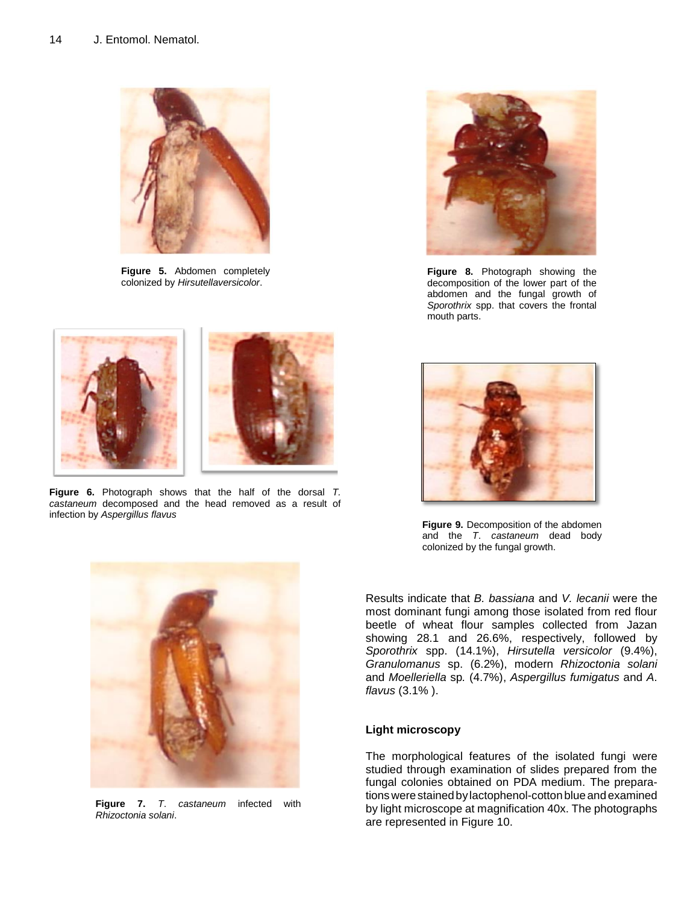**Figure 5.** Abdomen completely colonized by *Hirsutellaversicolor*.

**Figure 6.** Photograph shows that the half of the dorsal *T. castaneum* decomposed and the head removed as a result of infection by *Aspergillus flavus*

**Figure 7.** *T. castaneum* infected with *Rhizoctonia solani*.

**Figure 8.** Photograph showing the decomposition of the lower part of the abdomen and the fungal growth of *Sporothrix* spp. that covers the frontal mouth parts.

**Figure 9.** Decomposition of the abdomen and the *T. castaneum* dead body colonized by the fungal growth.

Results indicate that *B. bassiana* and *V. lecanii* were the most dominant fungi among those isolated from red flour beetle of wheat flour samples collected from Jazan showing 28.1 and 26.6%, respectively, followed by *Sporothrix* spp. (14.1%), *Hirsutella versicolor* (9.4%), *Granulomanus* sp. (6.2%), modern *Rhizoctonia solani* and *Moelleriella* sp. (4.7%), *Aspergillus fumigatus* and *A. flavus* (3.1% ).

### Light microscopy

The morphological features of the isolated fungi were studied through examination of slides prepared from the fungal colonies obtained on PDA medium. The preparations were stained by lactophenol-cotton blue and examined by light microscope at magnification 40x. The photographs are represented in Figure 10.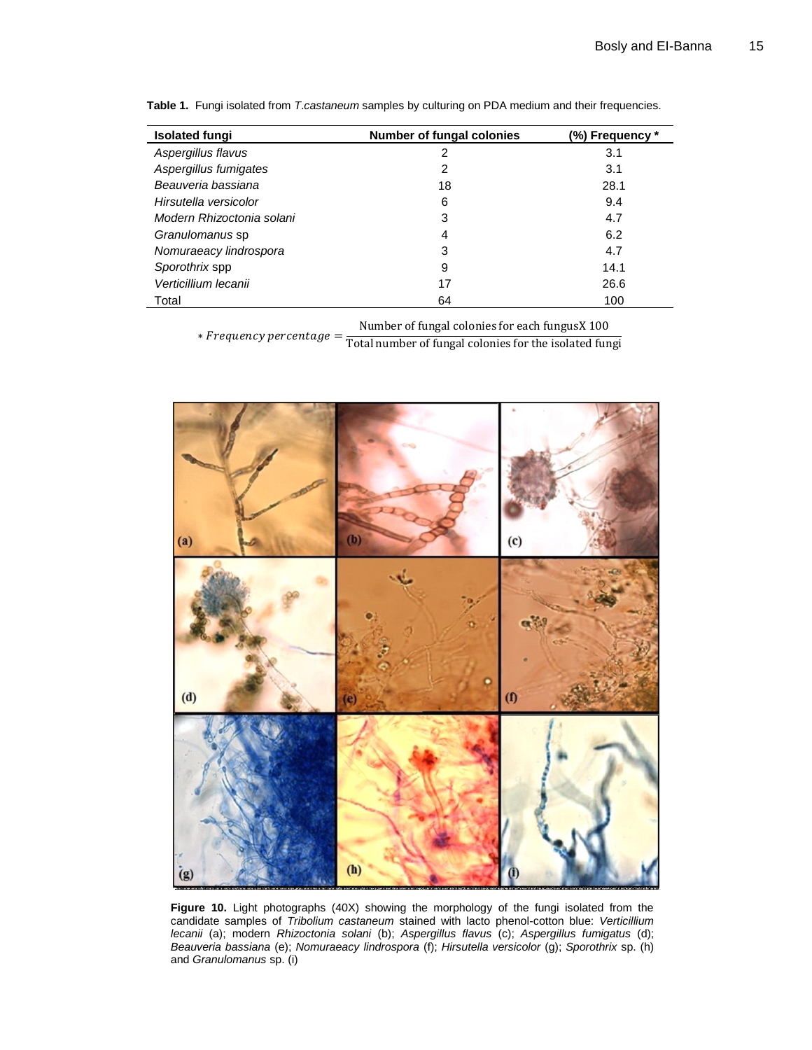**Table 1.** Fungi isolated from *T.castaneum* samples by culturing on PDA medium and their frequencies.

| Isolated fungi | Number of fungal colonies | (%) Frequency * |
|---|---|---|
| *Aspergillus flavus* | 2 | 3.1 |
| *Aspergillus fumigates* | 2 | 3.1 |
| *Beauveria bassiana* | 18 | 28.1 |
| *Hirsutella versicolor* | 6 | 9.4 |
| *Modern Rhizoctonia solani* | 3 | 4.7 |
| *Granulomanus* sp | 4 | 6.2 |
| *Nomuraeacy lindrospora* | 3 | 4.7 |
| *Sporothrix* spp | 9 | 14.1 |
| *Verticillium lecanii* | 17 | 26.6 |
| Total | 64 | 100 |

$$* Frequency\ percentage = \frac{\text{Number of fungal colonies for each fungus} \times 100}{\text{Total number of fungal colonies for the isolated fungi}}$$

**Figure 10.** Light photographs (40X) showing the morphology of the fungi isolated from the candidate samples of *Tribolium castaneum* stained with lacto phenol-cotton blue: *Verticillium lecanii* (a); modern *Rhizoctonia solani* (b); *Aspergillus flavus* (c); *Aspergillus fumigatus* (d); *Beauveria bassiana* (e); *Nomuraeacy lindrospora* (f); *Hirsutella versicolor* (g); *Sporothrix* sp. (h) and *Granulomanus* sp. (i)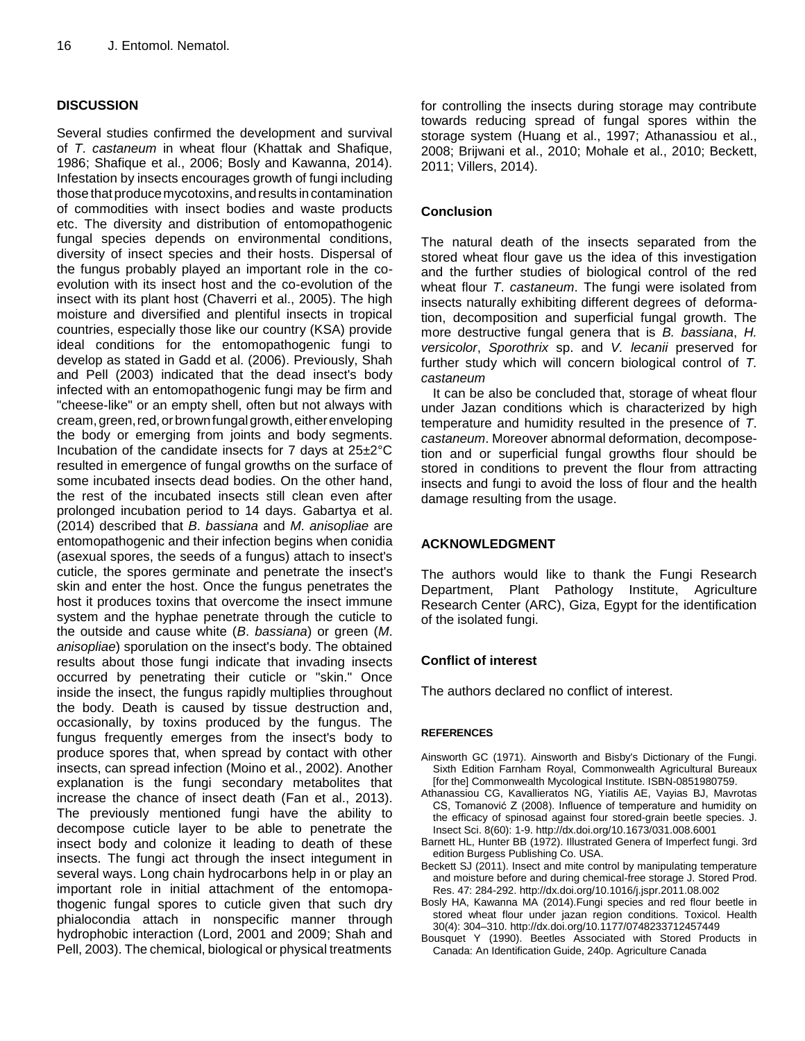## DISCUSSION

Several studies confirmed the development and survival of *T*. *castaneum* in wheat flour (Khattak and Shafique, 1986; Shafique et al., 2006; Bosly and Kawanna, 2014). Infestation by insects encourages growth of fungi including those that produce mycotoxins, and results in contamination of commodities with insect bodies and waste products etc. The diversity and distribution of entomopathogenic fungal species depends on environmental conditions, diversity of insect species and their hosts. Dispersal of the fungus probably played an important role in the co-evolution with its insect host and the co-evolution of the insect with its plant host (Chaverri et al., 2005). The high moisture and diversified and plentiful insects in tropical countries, especially those like our country (KSA) provide ideal conditions for the entomopathogenic fungi to develop as stated in Gadd et al. (2006). Previously, Shah and Pell (2003) indicated that the dead insect's body infected with an entomopathogenic fungi may be firm and "cheese-like" or an empty shell, often but not always with cream, green, red, or brown fungal growth, either enveloping the body or emerging from joints and body segments. Incubation of the candidate insects for 7 days at 25±2°C resulted in emergence of fungal growths on the surface of some incubated insects dead bodies. On the other hand, the rest of the incubated insects still clean even after prolonged incubation period to 14 days. Gabartya et al. (2014) described that *B*. *bassiana* and *M*. *anisopliae* are entomopathogenic and their infection begins when conidia (asexual spores, the seeds of a fungus) attach to insect's cuticle, the spores germinate and penetrate the insect's skin and enter the host. Once the fungus penetrates the host it produces toxins that overcome the insect immune system and the hyphae penetrate through the cuticle to the outside and cause white (*B*. *bassiana*) or green (*M*. *anisopliae*) sporulation on the insect's body. The obtained results about those fungi indicate that invading insects occurred by penetrating their cuticle or "skin." Once inside the insect, the fungus rapidly multiplies throughout the body. Death is caused by tissue destruction and, occasionally, by toxins produced by the fungus. The fungus frequently emerges from the insect's body to produce spores that, when spread by contact with other insects, can spread infection (Moino et al., 2002). Another explanation is the fungi secondary metabolites that increase the chance of insect death (Fan et al., 2013). The previously mentioned fungi have the ability to decompose cuticle layer to be able to penetrate the insect body and colonize it leading to death of these insects. The fungi act through the insect integument in several ways. Long chain hydrocarbons help in or play an important role in initial attachment of the entomopathogenic fungal spores to cuticle given that such dry phialocondia attach in nonspecific manner through hydrophobic interaction (Lord, 2001 and 2009; Shah and Pell, 2003). The chemical, biological or physical treatments for controlling the insects during storage may contribute towards reducing spread of fungal spores within the storage system (Huang et al., 1997; Athanassiou et al., 2008; Brijwani et al., 2010; Mohale et al., 2010; Beckett, 2011; Villers, 2014).

## Conclusion

The natural death of the insects separated from the stored wheat flour gave us the idea of this investigation and the further studies of biological control of the red wheat flour *T*. *castaneum*. The fungi were isolated from insects naturally exhibiting different degrees of deformation, decomposition and superficial fungal growth. The more destructive fungal genera that is *B. bassiana*, *H. versicolor*, *Sporothrix* sp. and *V. lecanii* preserved for further study which will concern biological control of *T. castaneum*

It can be also be concluded that, storage of wheat flour under Jazan conditions which is characterized by high temperature and humidity resulted in the presence of *T*. *castaneum*. Moreover abnormal deformation, decomposetion and or superficial fungal growths flour should be stored in conditions to prevent the flour from attracting insects and fungi to avoid the loss of flour and the health damage resulting from the usage.

## ACKNOWLEDGMENT

The authors would like to thank the Fungi Research Department, Plant Pathology Institute, Agriculture Research Center (ARC), Giza, Egypt for the identification of the isolated fungi.

## Conflict of interest

The authors declared no conflict of interest.

## REFERENCES

Ainsworth GC (1971). Ainsworth and Bisby's Dictionary of the Fungi. Sixth Edition Farnham Royal, Commonwealth Agricultural Bureaux [for the] Commonwealth Mycological Institute. ISBN-0851980759.

Athanassiou CG, Kavallieratos NG, Yiatilis AE, Vayias BJ, Mavrotas CS, Tomanović Z (2008). Influence of temperature and humidity on the efficacy of spinosad against four stored-grain beetle species. J. Insect Sci. 8(60): 1-9. http://dx.doi.org/10.1673/031.008.6001

Barnett HL, Hunter BB (1972). Illustrated Genera of Imperfect fungi. 3rd edition Burgess Publishing Co. USA.

Beckett SJ (2011). Insect and mite control by manipulating temperature and moisture before and during chemical-free storage J. Stored Prod. Res. 47: 284-292. http://dx.doi.org/10.1016/j.jspr.2011.08.002

Bosly HA, Kawanna MA (2014).Fungi species and red flour beetle in stored wheat flour under jazan region conditions. Toxicol. Health 30(4): 304–310. http://dx.doi.org/10.1177/0748233712457449

Bousquet Y (1990). Beetles Associated with Stored Products in Canada: An Identification Guide, 240p. Agriculture Canada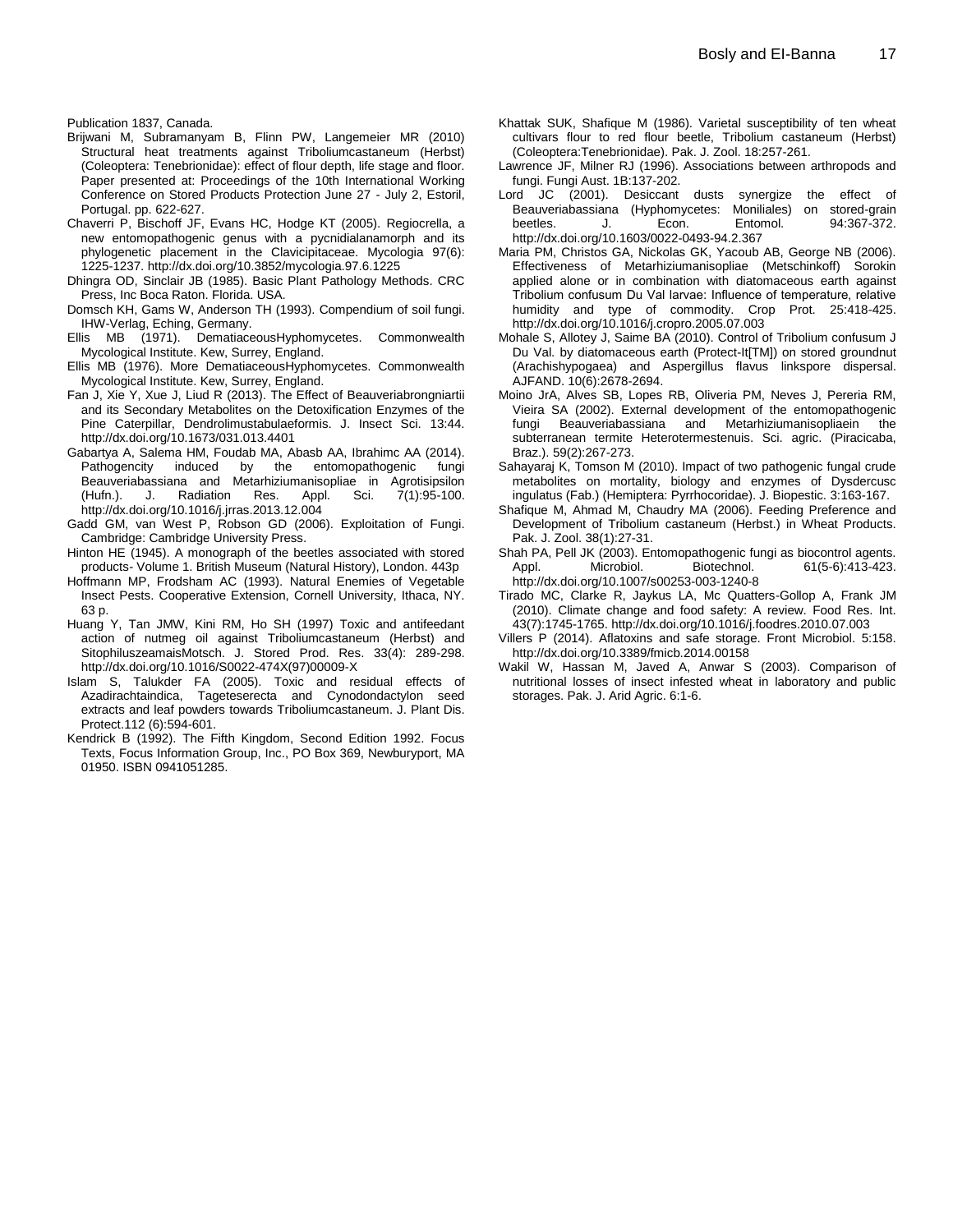Publication 1837, Canada.

Brijwani M, Subramanyam B, Flinn PW, Langemeier MR (2010) Structural heat treatments against Triboliumcastaneum (Herbst) (Coleoptera: Tenebrionidae): effect of flour depth, life stage and floor. Paper presented at: Proceedings of the 10th International Working Conference on Stored Products Protection June 27 - July 2, Estoril, Portugal. pp. 622-627.

Chaverri P, Bischoff JF, Evans HC, Hodge KT (2005). Regiocrella, a new entomopathogenic genus with a pycnidialanamorph and its phylogenetic placement in the Clavicipitaceae. Mycologia 97(6): 1225-1237. http://dx.doi.org/10.3852/mycologia.97.6.1225

Dhingra OD, Sinclair JB (1985). Basic Plant Pathology Methods. CRC Press, Inc Boca Raton. Florida. USA.

Domsch KH, Gams W, Anderson TH (1993). Compendium of soil fungi. IHW-Verlag, Eching, Germany.

Ellis MB (1971). DematiaceousHyphomycetes. Commonwealth Mycological Institute. Kew, Surrey, England.

Ellis MB (1976). More DematiaceousHyphomycetes. Commonwealth Mycological Institute. Kew, Surrey, England.

Fan J, Xie Y, Xue J, Liud R (2013). The Effect of Beauveriabrongniartii and its Secondary Metabolites on the Detoxification Enzymes of the Pine Caterpillar, Dendrolimustabulaeformis. J. Insect Sci. 13:44. http://dx.doi.org/10.1673/031.013.4401

Gabartya A, Salema HM, Foudab MA, Abasb AA, Ibrahimc AA (2014). Pathogencity induced by the entomopathogenic fungi Beauveriabassiana and Metarhiziumanisopliae in Agrotisipsilon (Hufn.). J. Radiation Res. Appl. Sci. 7(1):95-100. http://dx.doi.org/10.1016/j.jrras.2013.12.004

Gadd GM, van West P, Robson GD (2006). Exploitation of Fungi. Cambridge: Cambridge University Press.

Hinton HE (1945). A monograph of the beetles associated with stored products- Volume 1. British Museum (Natural History), London. 443p

Hoffmann MP, Frodsham AC (1993). Natural Enemies of Vegetable Insect Pests. Cooperative Extension, Cornell University, Ithaca, NY. 63 p.

Huang Y, Tan JMW, Kini RM, Ho SH (1997) Toxic and antifeedant action of nutmeg oil against Triboliumcastaneum (Herbst) and SitophiluszeamaisMotsch. J. Stored Prod. Res. 33(4): 289-298. http://dx.doi.org/10.1016/S0022-474X(97)00009-X

Islam S, Talukder FA (2005). Toxic and residual effects of Azadirachtaindica, Tageteserecta and Cynodondactylon seed extracts and leaf powders towards Triboliumcastaneum. J. Plant Dis. Protect.112 (6):594-601.

Kendrick B (1992). The Fifth Kingdom, Second Edition 1992. Focus Texts, Focus Information Group, Inc., PO Box 369, Newburyport, MA 01950. ISBN 0941051285.

Khattak SUK, Shafique M (1986). Varietal susceptibility of ten wheat cultivars flour to red flour beetle, Tribolium castaneum (Herbst) (Coleoptera:Tenebrionidae). Pak. J. Zool. 18:257-261.

Lawrence JF, Milner RJ (1996). Associations between arthropods and fungi. Fungi Aust. 1B:137-202.

Lord JC (2001). Desiccant dusts synergize the effect of Beauveriabassiana (Hyphomycetes: Moniliales) on stored-grain beetles. J. Econ. Entomol. 94:367-372. http://dx.doi.org/10.1603/0022-0493-94.2.367

Maria PM, Christos GA, Nickolas GK, Yacoub AB, George NB (2006). Effectiveness of Metarhiziumanisopliae (Metschinkoff) Sorokin applied alone or in combination with diatomaceous earth against Tribolium confusum Du Val larvae: Influence of temperature, relative humidity and type of commodity. Crop Prot. 25:418-425. http://dx.doi.org/10.1016/j.cropro.2005.07.003

Mohale S, Allotey J, Saime BA (2010). Control of Tribolium confusum J Du Val. by diatomaceous earth (Protect-It[TM]) on stored groundnut (Arachishypogaea) and Aspergillus flavus linkspore dispersal. AJFAND. 10(6):2678-2694.

Moino JrA, Alves SB, Lopes RB, Oliveria PM, Neves J, Pereria RM, Vieira SA (2002). External development of the entomopathogenic fungi Beauveriabassiana and Metarhiziumanisopliaein the subterranean termite Heterotermestenuis. Sci. agric. (Piracicaba, Braz.). 59(2):267-273.

Sahayaraj K, Tomson M (2010). Impact of two pathogenic fungal crude metabolites on mortality, biology and enzymes of Dysdercusc ingulatus (Fab.) (Hemiptera: Pyrrhocoridae). J. Biopestic. 3:163-167.

Shafique M, Ahmad M, Chaudry MA (2006). Feeding Preference and Development of Tribolium castaneum (Herbst.) in Wheat Products. Pak. J. Zool. 38(1):27-31.

Shah PA, Pell JK (2003). Entomopathogenic fungi as biocontrol agents. Appl. Microbiol. Biotechnol. 61(5-6):413-423. http://dx.doi.org/10.1007/s00253-003-1240-8

Tirado MC, Clarke R, Jaykus LA, Mc Quatters-Gollop A, Frank JM (2010). Climate change and food safety: A review. Food Res. Int. 43(7):1745-1765. http://dx.doi.org/10.1016/j.foodres.2010.07.003

Villers P (2014). Aflatoxins and safe storage. Front Microbiol. 5:158. http://dx.doi.org/10.3389/fmicb.2014.00158

Wakil W, Hassan M, Javed A, Anwar S (2003). Comparison of nutritional losses of insect infested wheat in laboratory and public storages. Pak. J. Arid Agric. 6:1-6.